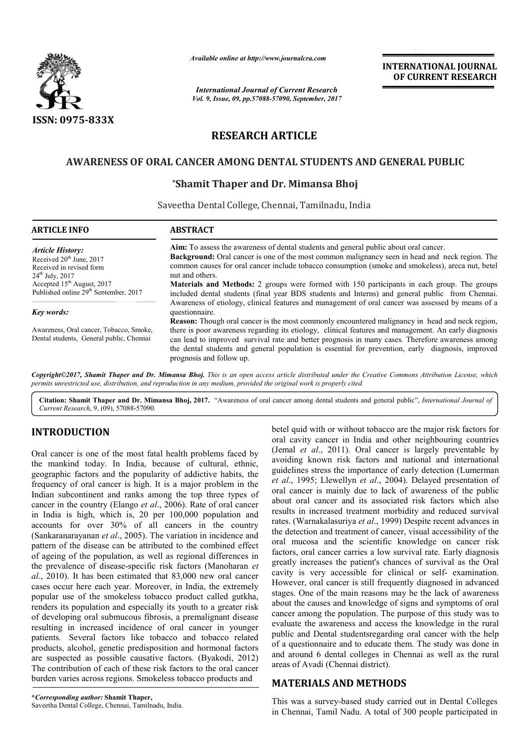ISSN: 0975-833X

*Available online at http://www.journalcra.com*

*International Journal of Current Research*
*Vol. 9, Issue, 09, pp.57088-57090, September, 2017*

**INTERNATIONAL JOURNAL OF CURRENT RESEARCH**

## RESEARCH ARTICLE

# AWARENESS OF ORAL CANCER AMONG DENTAL STUDENTS AND GENERAL PUBLIC

**\*Shamit Thaper and Dr. Mimansa Bhoj**

Saveetha Dental College, Chennai, Tamilnadu, India

**ARTICLE INFO**

*Article History:*
Received 20th June, 2017
Received in revised form
24th July, 2017
Accepted 15th August, 2017
Published online 29th September, 2017

*Key words:*

Awareness, Oral cancer, Tobacco, Smoke, Dental students, General public, Chennai

**ABSTRACT**

**Aim:** To assess the awareness of dental students and general public about oral cancer.

**Background:** Oral cancer is one of the most common malignancy seen in head and neck region. The common causes for oral cancer include tobacco consumption (smoke and smokeless), areca nut, betel nut and others.

**Materials and Methods:** 2 groups were formed with 150 participants in each group. The groups included dental students (final year BDS students and Interns) and general public from Chennai. Awareness of etiology, clinical features and management of oral cancer was assessed by means of a questionnaire.

**Reason:** Though oral cancer is the most commonly encountered malignancy in head and neck region, there is poor awareness regarding its etiology, clinical features and management. An early diagnosis can lead to improved survival rate and better prognosis in many cases. Therefore awareness among the dental students and general population is essential for prevention, early diagnosis, improved prognosis and follow up.

*Copyright©2017, Shamit Thaper and Dr. Mimansa Bhoj. This is an open access article distributed under the Creative Commons Attribution License, which permits unrestricted use, distribution, and reproduction in any medium, provided the original work is properly cited.*

**Citation: Shamit Thaper and Dr. Mimansa Bhoj, 2017.** "Awareness of oral cancer among dental students and general public", *International Journal of Current Research*, 9, (09), 57088-57090.

## INTRODUCTION

Oral cancer is one of the most fatal health problems faced by the mankind today. In India, because of cultural, ethnic, geographic factors and the popularity of addictive habits, the frequency of oral cancer is high. It is a major problem in the Indian subcontinent and ranks among the top three types of cancer in the country (Elango *et al*., 2006). Rate of oral cancer in India is high, which is, 20 per 100,000 population and accounts for over 30% of all cancers in the country (Sankaranarayanan *et al*., 2005). The variation in incidence and pattern of the disease can be attributed to the combined effect of ageing of the population, as well as regional differences in the prevalence of disease-specific risk factors (Manoharan *et al*., 2010). It has been estimated that 83,000 new oral cancer cases occur here each year. Moreover, in India, the extremely popular use of the smokeless tobacco product called gutkha, renders its population and especially its youth to a greater risk of developing oral submucous fibrosis, a premalignant disease resulting in increased incidence of oral cancer in younger patients. Several factors like tobacco and tobacco related products, alcohol, genetic predisposition and hormonal factors are suspected as possible causative factors. (Byakodi, 2012) The contribution of each of these risk factors to the oral cancer burden varies across regions. Smokeless tobacco products and betel quid with or without tobacco are the major risk factors for oral cavity cancer in India and other neighbouring countries (Jemal *et al*., 2011). Oral cancer is largely preventable by avoiding known risk factors and national and international guidelines stress the importance of early detection (Lumerman *et al*., 1995; Llewellyn *et al*., 2004). Delayed presentation of oral cancer is mainly due to lack of awareness of the public about oral cancer and its associated risk factors which also results in increased treatment morbidity and reduced survival rates. (Warnakalasuriya *et al*., 1999) Despite recent advances in the detection and treatment of cancer, visual accessibility of the oral mucosa and the scientific knowledge on cancer risk factors, oral cancer carries a low survival rate. Early diagnosis greatly increases the patient's chances of survival as the Oral cavity is very accessible for clinical or self- examination. However, oral cancer is still frequently diagnosed in advanced stages. One of the main reasons may be the lack of awareness about the causes and knowledge of signs and symptoms of oral cancer among the population. The purpose of this study was to evaluate the awareness and access the knowledge in the rural public and Dental studentsregarding oral cancer with the help of a questionnaire and to educate them. The study was done in and around 6 dental colleges in Chennai as well as the rural areas of Avadi (Chennai district).

## MATERIALS AND METHODS

This was a survey-based study carried out in Dental Colleges in Chennai, Tamil Nadu. A total of 300 people participated in

**\*Corresponding author: Shamit Thaper,**
Saveetha Dental College, Chennai, Tamilnadu, India.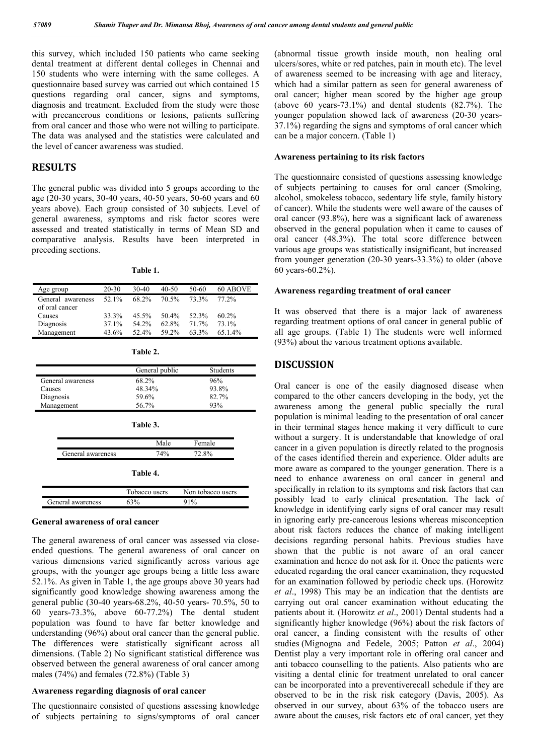this survey, which included 150 patients who came seeking dental treatment at different dental colleges in Chennai and 150 students who were interning with the same colleges. A questionnaire based survey was carried out which contained 15 questions regarding oral cancer, signs and symptoms, diagnosis and treatment. Excluded from the study were those with precancerous conditions or lesions, patients suffering from oral cancer and those who were not willing to participate. The data was analysed and the statistics were calculated and the level of cancer awareness was studied.

## RESULTS

The general public was divided into 5 groups according to the age (20-30 years, 30-40 years, 40-50 years, 50-60 years and 60 years above). Each group consisted of 30 subjects. Level of general awareness, symptoms and risk factor scores were assessed and treated statistically in terms of Mean SD and comparative analysis. Results have been interpreted in preceding sections.

**Table 1.**

| Age group | 20-30 | 30-40 | 40-50 | 50-60 | 60 ABOVE |
|---|---|---|---|---|---|
| General awareness of oral cancer | 52.1% | 68.2% | 70.5% | 73.3% | 77.2% |
| Causes | 33.3% | 45.5% | 50.4% | 52.3% | 60.2% |
| Diagnosis | 37.1% | 54.2% | 62.8% | 71.7% | 73.1% |
| Management | 43.6% | 52.4% | 59.2% | 63.3% | 65.1.4% |

**Table 2.**

| | General public | Students |
|---|---|---|
| General awareness | 68.2% | 96% |
| Causes | 48.34% | 93.8% |
| Diagnosis | 59.6% | 82.7% |
| Management | 56.7% | 93% |

**Table 3.**

| | Male | Female |
|---|---|---|
| General awareness | 74% | 72.8% |

**Table 4.**

| | Tobacco users | Non tobacco users |
|---|---|---|
| General awareness | 63% | 91% |

### General awareness of oral cancer

The general awareness of oral cancer was assessed via close-ended questions. The general awareness of oral cancer on various dimensions varied significantly across various age groups, with the younger age groups being a little less aware 52.1%. As given in Table 1, the age groups above 30 years had significantly good knowledge showing awareness among the general public (30-40 years-68.2%, 40-50 years- 70.5%, 50 to 60 years-73.3%, above 60-77.2%) The dental student population was found to have far better knowledge and understanding (96%) about oral cancer than the general public. The differences were statistically significant across all dimensions. (Table 2) No significant statistical difference was observed between the general awareness of oral cancer among males (74%) and females (72.8%) (Table 3)

### Awareness regarding diagnosis of oral cancer

The questionnaire consisted of questions assessing knowledge of subjects pertaining to signs/symptoms of oral cancer (abnormal tissue growth inside mouth, non healing oral ulcers/sores, white or red patches, pain in mouth etc). The level of awareness seemed to be increasing with age and literacy, which had a similar pattern as seen for general awareness of oral cancer; higher mean scored by the higher age group (above 60 years-73.1%) and dental students (82.7%). The younger population showed lack of awareness (20-30 years-37.1%) regarding the signs and symptoms of oral cancer which can be a major concern. (Table 1)

### Awareness pertaining to its risk factors

The questionnaire consisted of questions assessing knowledge of subjects pertaining to causes for oral cancer (Smoking, alcohol, smokeless tobacco, sedentary life style, family history of cancer). While the students were well aware of the causes of oral cancer (93.8%), here was a significant lack of awareness observed in the general population when it came to causes of oral cancer (48.3%). The total score difference between various age groups was statistically insignificant, but increased from younger generation (20-30 years-33.3%) to older (above 60 years-60.2%).

### Awareness regarding treatment of oral cancer

It was observed that there is a major lack of awareness regarding treatment options of oral cancer in general public of all age groups. (Table 1) The students were well informed (93%) about the various treatment options available.

## DISCUSSION

Oral cancer is one of the easily diagnosed disease when compared to the other cancers developing in the body, yet the awareness among the general public specially the rural population is minimal leading to the presentation of oral cancer in their terminal stages hence making it very difficult to cure without a surgery. It is understandable that knowledge of oral cancer in a given population is directly related to the prognosis of the cases identified therein and experience. Older adults are more aware as compared to the younger generation. There is a need to enhance awareness on oral cancer in general and specifically in relation to its symptoms and risk factors that can possibly lead to early clinical presentation. The lack of knowledge in identifying early signs of oral cancer may result in ignoring early pre-cancerous lesions whereas misconception about risk factors reduces the chance of making intelligent decisions regarding personal habits. Previous studies have shown that the public is not aware of an oral cancer examination and hence do not ask for it. Once the patients were educated regarding the oral cancer examination, they requested for an examination followed by periodic check ups. (Horowitz *et al*., 1998) This may be an indication that the dentists are carrying out oral cancer examination without educating the patients about it. (Horowitz *et al*., 2001) Dental students had a significantly higher knowledge (96%) about the risk factors of oral cancer, a finding consistent with the results of other studies (Mignogna and Fedele, 2005; Patton *et al*., 2004) Dentist play a very important role in offering oral cancer and anti tobacco counselling to the patients. Also patients who are visiting a dental clinic for treatment unrelated to oral cancer can be incorporated into a preventiverecall schedule if they are observed to be in the risk risk category (Davis, 2005). As observed in our survey, about 63% of the tobacco users are aware about the causes, risk factors etc of oral cancer, yet they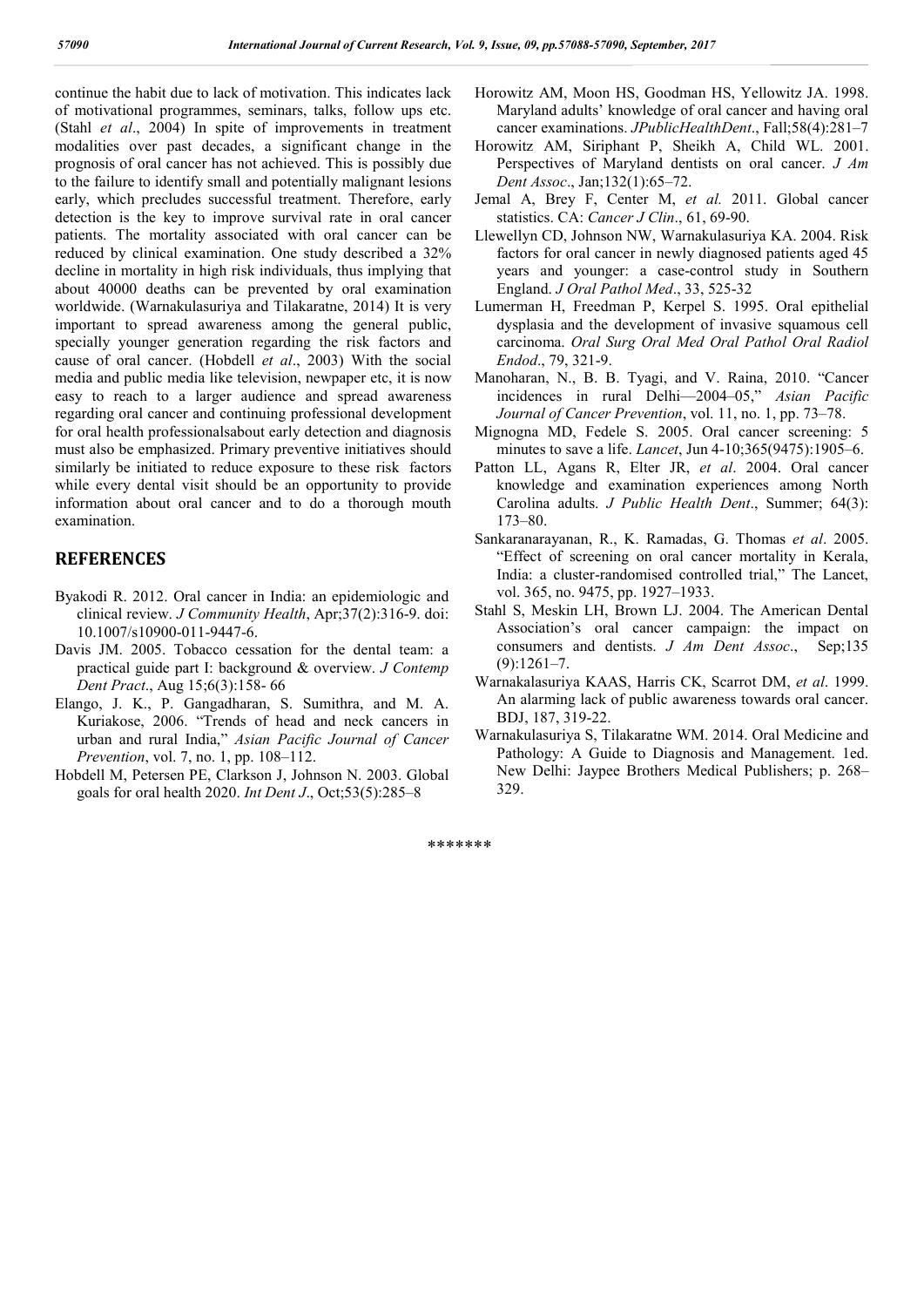continue the habit due to lack of motivation. This indicates lack of motivational programmes, seminars, talks, follow ups etc. (Stahl *et al*., 2004) In spite of improvements in treatment modalities over past decades, a significant change in the prognosis of oral cancer has not achieved. This is possibly due to the failure to identify small and potentially malignant lesions early, which precludes successful treatment. Therefore, early detection is the key to improve survival rate in oral cancer patients. The mortality associated with oral cancer can be reduced by clinical examination. One study described a 32% decline in mortality in high risk individuals, thus implying that about 40000 deaths can be prevented by oral examination worldwide. (Warnakulasuriya and Tilakaratne, 2014) It is very important to spread awareness among the general public, specially younger generation regarding the risk factors and cause of oral cancer. (Hobdell *et al*., 2003) With the social media and public media like television, newpaper etc, it is now easy to reach to a larger audience and spread awareness regarding oral cancer and continuing professional development for oral health professionalsabout early detection and diagnosis must also be emphasized. Primary preventive initiatives should similarly be initiated to reduce exposure to these risk factors while every dental visit should be an opportunity to provide information about oral cancer and to do a thorough mouth examination.

## REFERENCES

- Byakodi R. 2012. Oral cancer in India: an epidemiologic and clinical review. *J Community Health*, Apr;37(2):316-9. doi: 10.1007/s10900-011-9447-6.
- Davis JM. 2005. Tobacco cessation for the dental team: a practical guide part I: background & overview. *J Contemp Dent Pract*., Aug 15;6(3):158- 66
- Elango, J. K., P. Gangadharan, S. Sumithra, and M. A. Kuriakose, 2006. "Trends of head and neck cancers in urban and rural India," *Asian Pacific Journal of Cancer Prevention*, vol. 7, no. 1, pp. 108–112.
- Hobdell M, Petersen PE, Clarkson J, Johnson N. 2003. Global goals for oral health 2020. *Int Dent J*., Oct;53(5):285–8
- Horowitz AM, Moon HS, Goodman HS, Yellowitz JA. 1998. Maryland adults' knowledge of oral cancer and having oral cancer examinations. *JPublicHealthDent*., Fall;58(4):281–7
- Horowitz AM, Siriphant P, Sheikh A, Child WL. 2001. Perspectives of Maryland dentists on oral cancer. *J Am Dent Assoc*., Jan;132(1):65–72.
- Jemal A, Brey F, Center M, *et al.* 2011. Global cancer statistics. CA: *Cancer J Clin*., 61, 69-90.
- Llewellyn CD, Johnson NW, Warnakulasuriya KA. 2004. Risk factors for oral cancer in newly diagnosed patients aged 45 years and younger: a case-control study in Southern England. *J Oral Pathol Med*., 33, 525-32
- Lumerman H, Freedman P, Kerpel S. 1995. Oral epithelial dysplasia and the development of invasive squamous cell carcinoma. *Oral Surg Oral Med Oral Pathol Oral Radiol Endod*., 79, 321-9.
- Manoharan, N., B. B. Tyagi, and V. Raina, 2010. "Cancer incidences in rural Delhi—2004–05," *Asian Pacific Journal of Cancer Prevention*, vol. 11, no. 1, pp. 73–78.
- Mignogna MD, Fedele S. 2005. Oral cancer screening: 5 minutes to save a life. *Lancet*, Jun 4-10;365(9475):1905–6.
- Patton LL, Agans R, Elter JR, *et al*. 2004. Oral cancer knowledge and examination experiences among North Carolina adults. *J Public Health Dent*., Summer; 64(3): 173–80.
- Sankaranarayanan, R., K. Ramadas, G. Thomas *et al*. 2005. "Effect of screening on oral cancer mortality in Kerala, India: a cluster-randomised controlled trial," The Lancet, vol. 365, no. 9475, pp. 1927–1933.
- Stahl S, Meskin LH, Brown LJ. 2004. The American Dental Association's oral cancer campaign: the impact on consumers and dentists. *J Am Dent Assoc*., Sep;135 (9):1261–7.
- Warnakalasuriya KAAS, Harris CK, Scarrot DM, *et al*. 1999. An alarming lack of public awareness towards oral cancer. BDJ, 187, 319-22.
- Warnakulasuriya S, Tilakaratne WM. 2014. Oral Medicine and Pathology: A Guide to Diagnosis and Management. 1ed. New Delhi: Jaypee Brothers Medical Publishers; p. 268–329.

\*\*\*\*\*\*\*